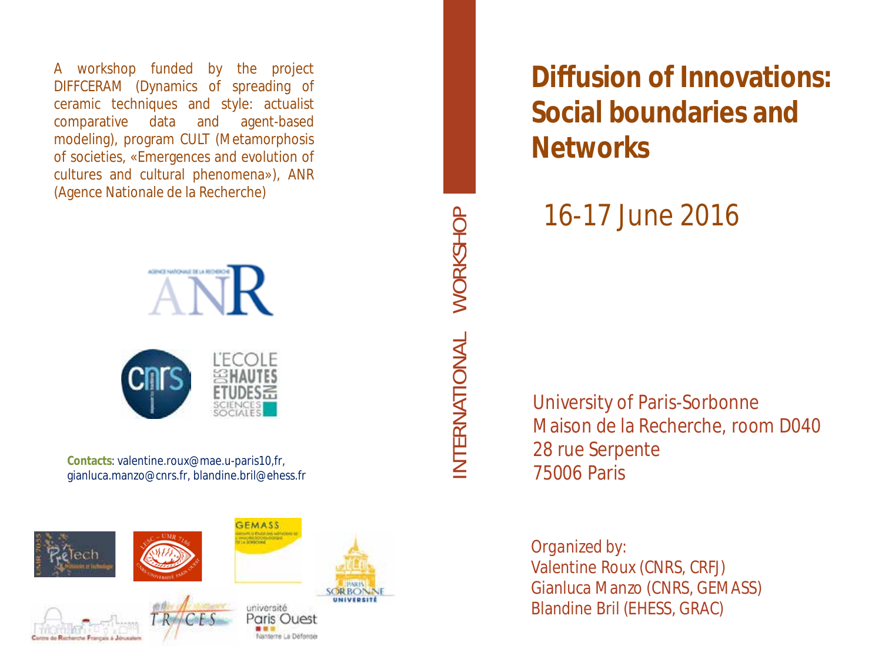A workshop funded by the project DIFFCERAM (Dynamics of spreading of ceramic techniques and style: actualist comparative data and agent-based modeling), program CULT (Metamorphosis of societies, «Emergences and evolution of cultures and cultural phenomena»), ANR (Agence Nationale de la Recherche)

**Contacts**: valentine.roux@mae.u-paris10,fr, gianluca.manzo@cnrs.fr, blandine.bril@ehess.fr

INTERNATIONAL WORKSHOP

# Diffusion of Innovations: Social boundaries and Networks

## 16-17 June 2016

University of Paris-Sorbonne
Maison de la Recherche, room D040
28 rue Serpente
75006 Paris

Organized by:
Valentine Roux (CNRS, CRFJ)
Gianluca Manzo (CNRS, GEMASS)
Blandine Bril (EHESS, GRAC)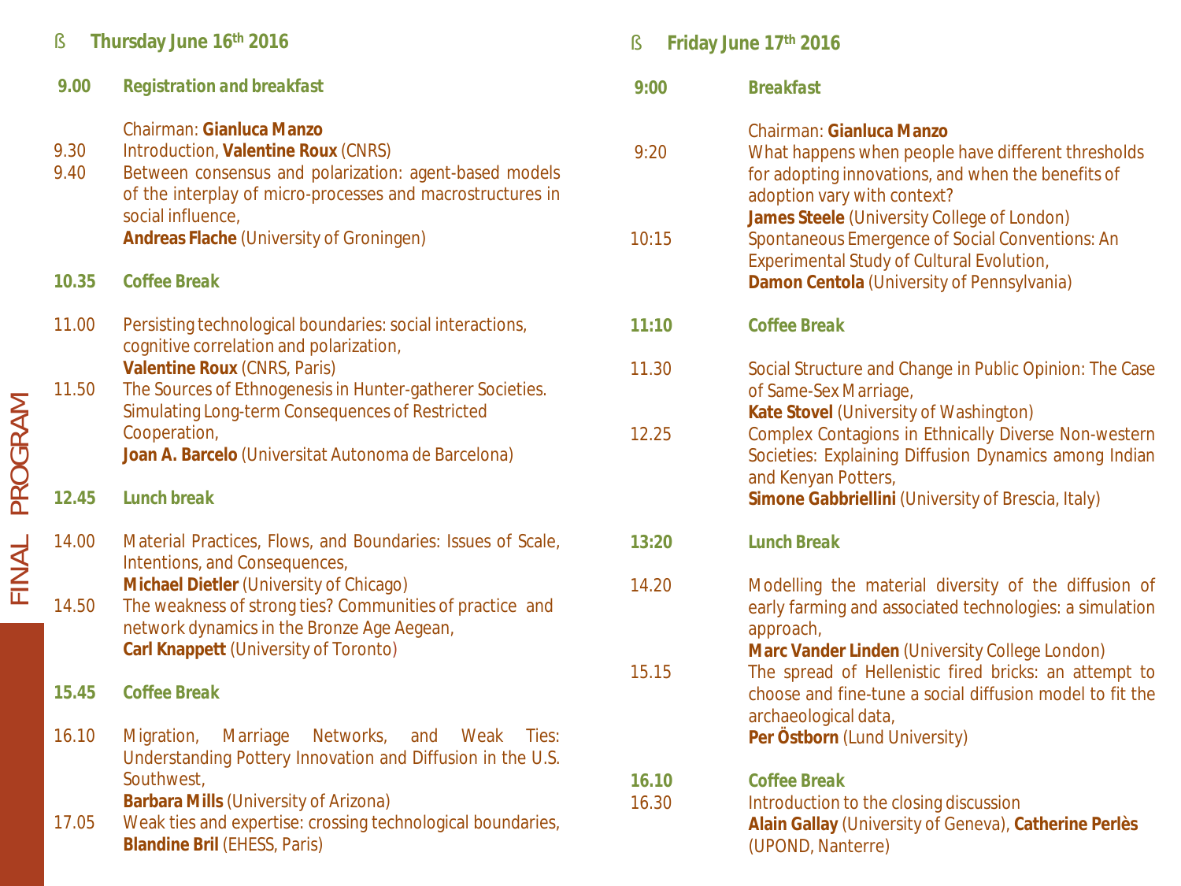FINAL PROGRAM

## ß Thursday June 16th 2016

**9.00 Registration and breakfast**

Chairman: **Gianluca Manzo**

9.30 Introduction, **Valentine Roux** (CNRS)

9.40 Between consensus and polarization: agent-based models of the interplay of micro-processes and macrostructures in social influence,
**Andreas Flache** (University of Groningen)

**10.35 Coffee Break**

11.00 Persisting technological boundaries: social interactions, cognitive correlation and polarization,
**Valentine Roux** (CNRS, Paris)

11.50 The Sources of Ethnogenesis in Hunter-gatherer Societies. Simulating Long-term Consequences of Restricted Cooperation,
**Joan A. Barcelo** (Universitat Autonoma de Barcelona)

**12.45 Lunch break**

14.00 Material Practices, Flows, and Boundaries: Issues of Scale, Intentions, and Consequences,
**Michael Dietler** (University of Chicago)

14.50 The weakness of strong ties? Communities of practice and network dynamics in the Bronze Age Aegean,
**Carl Knappett** (University of Toronto)

**15.45 Coffee Break**

16.10 Migration, Marriage Networks, and Weak Ties: Understanding Pottery Innovation and Diffusion in the U.S. Southwest,
**Barbara Mills** (University of Arizona)

17.05 Weak ties and expertise: crossing technological boundaries,
**Blandine Bril** (EHESS, Paris)

## ß Friday June 17th 2016

**9:00 Breakfast**

Chairman: **Gianluca Manzo**

9:20 What happens when people have different thresholds for adopting innovations, and when the benefits of adoption vary with context?
**James Steele** (University College of London)

10:15 Spontaneous Emergence of Social Conventions: An Experimental Study of Cultural Evolution,
**Damon Centola** (University of Pennsylvania)

**11:10 Coffee Break**

11.30 Social Structure and Change in Public Opinion: The Case of Same-Sex Marriage,
**Kate Stovel** (University of Washington)

12.25 Complex Contagions in Ethnically Diverse Non-western Societies: Explaining Diffusion Dynamics among Indian and Kenyan Potters,
**Simone Gabbriellini** (University of Brescia, Italy)

**13:20 Lunch Break**

14.20 Modelling the material diversity of the diffusion of early farming and associated technologies: a simulation approach,
**Marc Vander Linden** (University College London)

15.15 The spread of Hellenistic fired bricks: an attempt to choose and fine-tune a social diffusion model to fit the archaeological data,
**Per Östborn** (Lund University)

**16.10 Coffee Break**

16.30 Introduction to the closing discussion
**Alain Gallay** (University of Geneva), **Catherine Perlès** (UPOND, Nanterre)